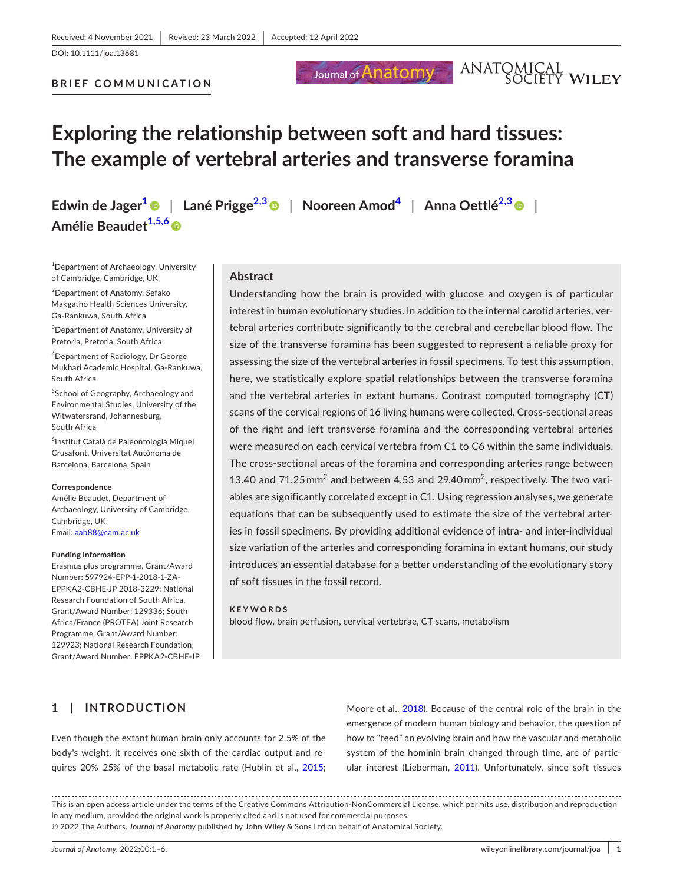Received: 4 November 2021 | Revised: 23 March 2022 | Accepted: 12 April 2022

DOI: 10.1111/joa.13681

**BRIEF COMMUNICATION**

# Exploring the relationship between soft and hard tissues: The example of vertebral arteries and transverse foramina

**Edwin de Jager**[1] | **Lané Prigge**[2,3] | **Nooreen Amod**[4] | **Anna Oettlé**[2,3] | **Amélie Beaudet**[1,5,6]

[1]Department of Archaeology, University of Cambridge, Cambridge, UK

[2]Department of Anatomy, Sefako Makgatho Health Sciences University, Ga-Rankuwa, South Africa

[3]Department of Anatomy, University of Pretoria, Pretoria, South Africa

[4]Department of Radiology, Dr George Mukhari Academic Hospital, Ga-Rankuwa, South Africa

[5]School of Geography, Archaeology and Environmental Studies, University of the Witwatersrand, Johannesburg, South Africa

[6]Institut Català de Paleontologia Miquel Crusafont, Universitat Autònoma de Barcelona, Barcelona, Spain

**Correspondence**
Amélie Beaudet, Department of Archaeology, University of Cambridge, Cambridge, UK.
Email: aab88@cam.ac.uk

**Funding information**
Erasmus plus programme, Grant/Award Number: 597924-EPP-1-2018-1-ZA-EPPKA2-CBHE-JP 2018-3229; National Research Foundation of South Africa, Grant/Award Number: 129336; South Africa/France (PROTEA) Joint Research Programme, Grant/Award Number: 129923; National Research Foundation, Grant/Award Number: EPPKA2-CBHE-JP

## Abstract

Understanding how the brain is provided with glucose and oxygen is of particular interest in human evolutionary studies. In addition to the internal carotid arteries, vertebral arteries contribute significantly to the cerebral and cerebellar blood flow. The size of the transverse foramina has been suggested to represent a reliable proxy for assessing the size of the vertebral arteries in fossil specimens. To test this assumption, here, we statistically explore spatial relationships between the transverse foramina and the vertebral arteries in extant humans. Contrast computed tomography (CT) scans of the cervical regions of 16 living humans were collected. Cross-sectional areas of the right and left transverse foramina and the corresponding vertebral arteries were measured on each cervical vertebra from C1 to C6 within the same individuals. The cross-sectional areas of the foramina and corresponding arteries range between 13.40 and 71.25 $mm^2$ and between 4.53 and 29.40 $mm^2$, respectively. The two variables are significantly correlated except in C1. Using regression analyses, we generate equations that can be subsequently used to estimate the size of the vertebral arteries in fossil specimens. By providing additional evidence of intra- and inter-individual size variation of the arteries and corresponding foramina in extant humans, our study introduces an essential database for a better understanding of the evolutionary story of soft tissues in the fossil record.

**KEYWORDS**
blood flow, brain perfusion, cervical vertebrae, CT scans, metabolism

## 1 | INTRODUCTION

Even though the extant human brain only accounts for 2.5% of the body's weight, it receives one-sixth of the cardiac output and requires 20%–25% of the basal metabolic rate (Hublin et al., 2015; Moore et al., 2018). Because of the central role of the brain in the emergence of modern human biology and behavior, the question of how to "feed" an evolving brain and how the vascular and metabolic system of the hominin brain changed through time, are of particular interest (Lieberman, 2011). Unfortunately, since soft tissues

This is an open access article under the terms of the Creative Commons Attribution-NonCommercial License, which permits use, distribution and reproduction in any medium, provided the original work is properly cited and is not used for commercial purposes.
© 2022 The Authors. *Journal of Anatomy* published by John Wiley & Sons Ltd on behalf of Anatomical Society.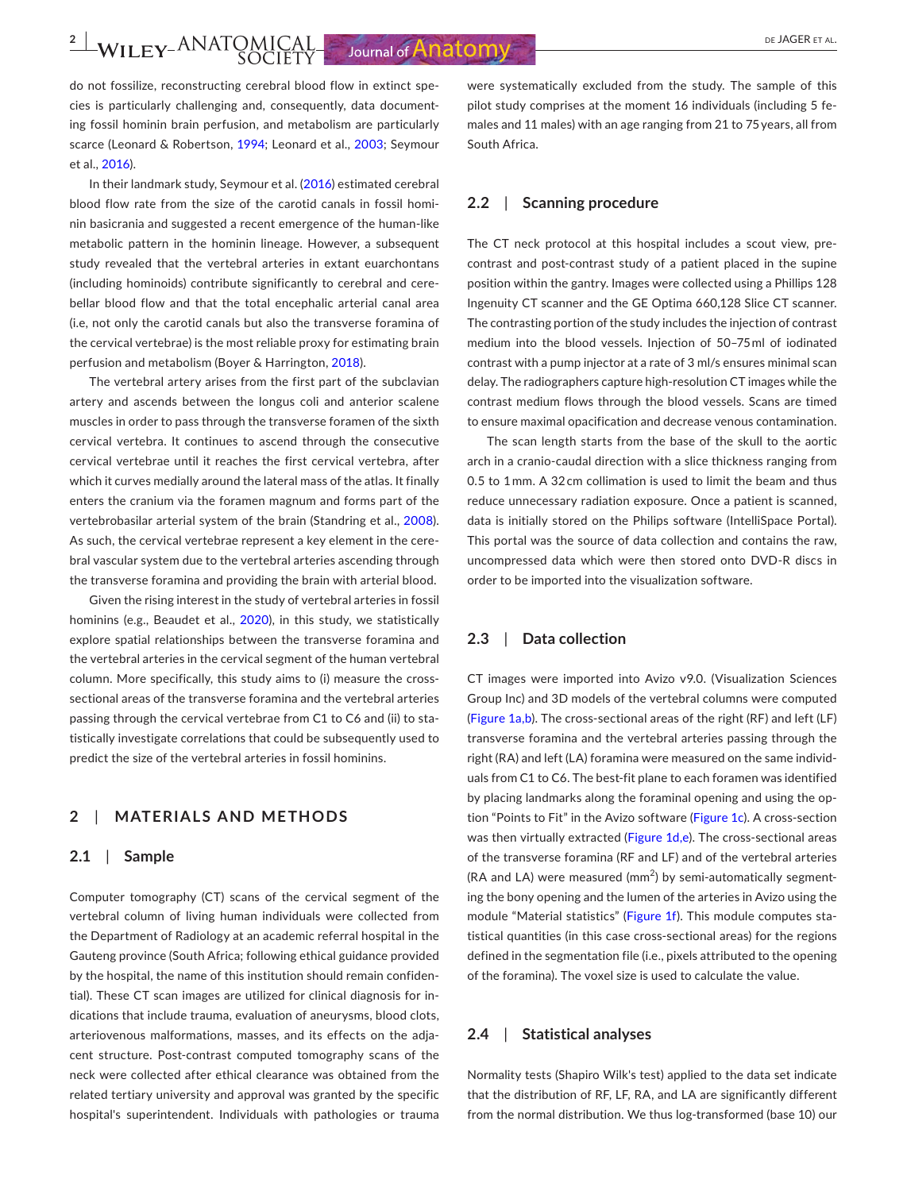do not fossilize, reconstructing cerebral blood flow in extinct species is particularly challenging and, consequently, data documenting fossil hominin brain perfusion, and metabolism are particularly scarce (Leonard & Robertson, 1994; Leonard et al., 2003; Seymour et al., 2016).

In their landmark study, Seymour et al. (2016) estimated cerebral blood flow rate from the size of the carotid canals in fossil hominin basicrania and suggested a recent emergence of the human-like metabolic pattern in the hominin lineage. However, a subsequent study revealed that the vertebral arteries in extant euarchontans (including hominoids) contribute significantly to cerebral and cerebellar blood flow and that the total encephalic arterial canal area (i.e, not only the carotid canals but also the transverse foramina of the cervical vertebrae) is the most reliable proxy for estimating brain perfusion and metabolism (Boyer & Harrington, 2018).

The vertebral artery arises from the first part of the subclavian artery and ascends between the longus coli and anterior scalene muscles in order to pass through the transverse foramen of the sixth cervical vertebra. It continues to ascend through the consecutive cervical vertebrae until it reaches the first cervical vertebra, after which it curves medially around the lateral mass of the atlas. It finally enters the cranium via the foramen magnum and forms part of the vertebrobasilar arterial system of the brain (Standring et al., 2008). As such, the cervical vertebrae represent a key element in the cerebral vascular system due to the vertebral arteries ascending through the transverse foramina and providing the brain with arterial blood.

Given the rising interest in the study of vertebral arteries in fossil hominins (e.g., Beaudet et al., 2020), in this study, we statistically explore spatial relationships between the transverse foramina and the vertebral arteries in the cervical segment of the human vertebral column. More specifically, this study aims to (i) measure the cross-sectional areas of the transverse foramina and the vertebral arteries passing through the cervical vertebrae from C1 to C6 and (ii) to statistically investigate correlations that could be subsequently used to predict the size of the vertebral arteries in fossil hominins.

## 2 | MATERIALS AND METHODS

### 2.1 | Sample

Computer tomography (CT) scans of the cervical segment of the vertebral column of living human individuals were collected from the Department of Radiology at an academic referral hospital in the Gauteng province (South Africa; following ethical guidance provided by the hospital, the name of this institution should remain confidential). These CT scan images are utilized for clinical diagnosis for indications that include trauma, evaluation of aneurysms, blood clots, arteriovenous malformations, masses, and its effects on the adjacent structure. Post-contrast computed tomography scans of the neck were collected after ethical clearance was obtained from the related tertiary university and approval was granted by the specific hospital's superintendent. Individuals with pathologies or trauma were systematically excluded from the study. The sample of this pilot study comprises at the moment 16 individuals (including 5 females and 11 males) with an age ranging from 21 to 75 years, all from South Africa.

### 2.2 | Scanning procedure

The CT neck protocol at this hospital includes a scout view, pre-contrast and post-contrast study of a patient placed in the supine position within the gantry. Images were collected using a Phillips 128 Ingenuity CT scanner and the GE Optima 660,128 Slice CT scanner. The contrasting portion of the study includes the injection of contrast medium into the blood vessels. Injection of 50–75 ml of iodinated contrast with a pump injector at a rate of 3 ml/s ensures minimal scan delay. The radiographers capture high-resolution CT images while the contrast medium flows through the blood vessels. Scans are timed to ensure maximal opacification and decrease venous contamination.

The scan length starts from the base of the skull to the aortic arch in a cranio-caudal direction with a slice thickness ranging from 0.5 to 1 mm. A 32 cm collimation is used to limit the beam and thus reduce unnecessary radiation exposure. Once a patient is scanned, data is initially stored on the Philips software (IntelliSpace Portal). This portal was the source of data collection and contains the raw, uncompressed data which were then stored onto DVD-R discs in order to be imported into the visualization software.

### 2.3 | Data collection

CT images were imported into Avizo v9.0. (Visualization Sciences Group Inc) and 3D models of the vertebral columns were computed (Figure 1a,b). The cross-sectional areas of the right (RF) and left (LF) transverse foramina and the vertebral arteries passing through the right (RA) and left (LA) foramina were measured on the same individuals from C1 to C6. The best-fit plane to each foramen was identified by placing landmarks along the foraminal opening and using the option "Points to Fit" in the Avizo software (Figure 1c). A cross-section was then virtually extracted (Figure 1d,e). The cross-sectional areas of the transverse foramina (RF and LF) and of the vertebral arteries (RA and LA) were measured ($mm^2$) by semi-automatically segmenting the bony opening and the lumen of the arteries in Avizo using the module "Material statistics" (Figure 1f). This module computes statistical quantities (in this case cross-sectional areas) for the regions defined in the segmentation file (i.e., pixels attributed to the opening of the foramina). The voxel size is used to calculate the value.

### 2.4 | Statistical analyses

Normality tests (Shapiro Wilk's test) applied to the data set indicate that the distribution of RF, LF, RA, and LA are significantly different from the normal distribution. We thus log-transformed (base 10) our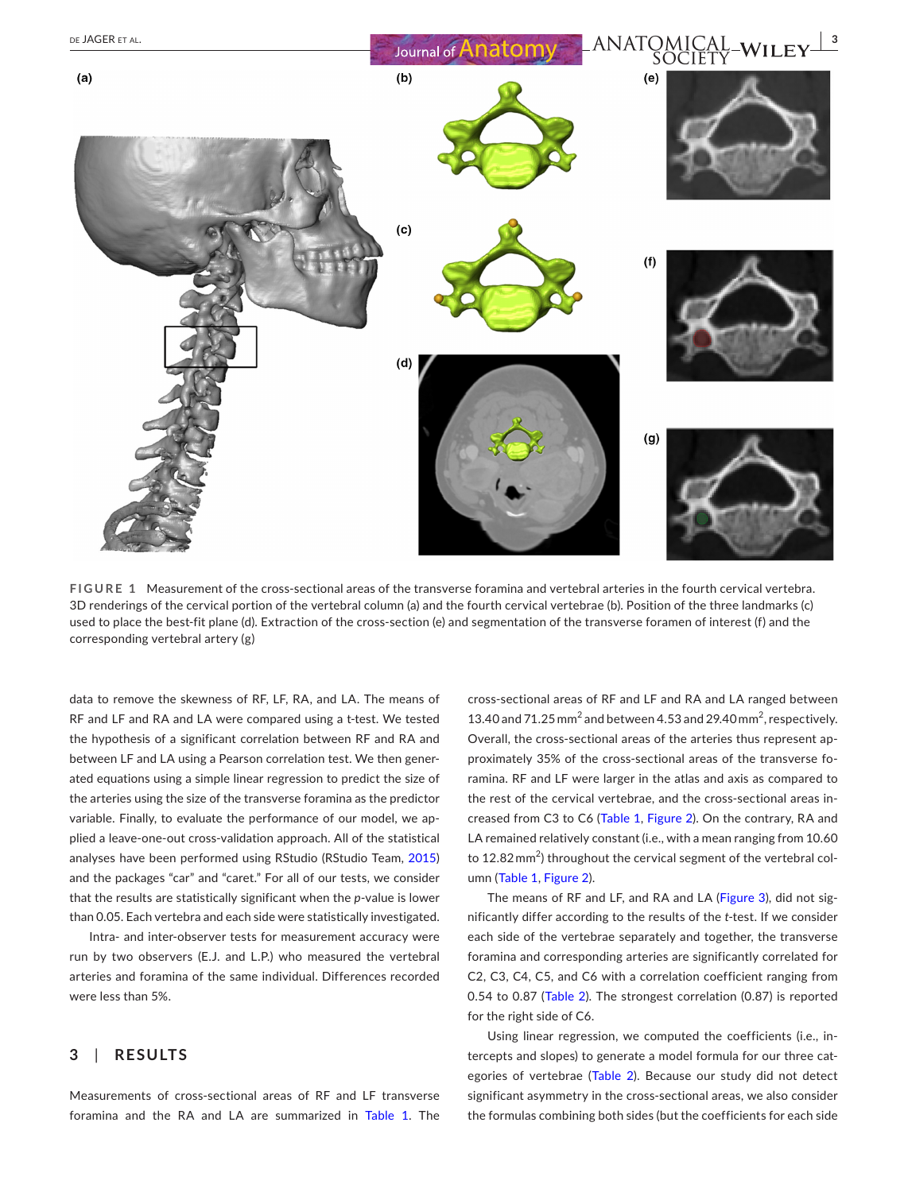**FIGURE 1** Measurement of the cross-sectional areas of the transverse foramina and vertebral arteries in the fourth cervical vertebra. 3D renderings of the cervical portion of the vertebral column (a) and the fourth cervical vertebrae (b). Position of the three landmarks (c) used to place the best-fit plane (d). Extraction of the cross-section (e) and segmentation of the transverse foramen of interest (f) and the corresponding vertebral artery (g)

data to remove the skewness of RF, LF, RA, and LA. The means of RF and LF and RA and LA were compared using a t-test. We tested the hypothesis of a significant correlation between RF and RA and between LF and LA using a Pearson correlation test. We then generated equations using a simple linear regression to predict the size of the arteries using the size of the transverse foramina as the predictor variable. Finally, to evaluate the performance of our model, we applied a leave-one-out cross-validation approach. All of the statistical analyses have been performed using RStudio (RStudio Team, 2015) and the packages "car" and "caret." For all of our tests, we consider that the results are statistically significant when the *p*-value is lower than 0.05. Each vertebra and each side were statistically investigated.

Intra- and inter-observer tests for measurement accuracy were run by two observers (E.J. and L.P.) who measured the vertebral arteries and foramina of the same individual. Differences recorded were less than 5%.

## 3 | RESULTS

Measurements of cross-sectional areas of RF and LF transverse foramina and the RA and LA are summarized in Table 1. The cross-sectional areas of RF and LF and RA and LA ranged between 13.40 and 71.25 $mm^2$ and between 4.53 and 29.40 $mm^2$, respectively. Overall, the cross-sectional areas of the arteries thus represent approximately 35% of the cross-sectional areas of the transverse foramina. RF and LF were larger in the atlas and axis as compared to the rest of the cervical vertebrae, and the cross-sectional areas increased from C3 to C6 (Table 1, Figure 2). On the contrary, RA and LA remained relatively constant (i.e., with a mean ranging from 10.60 to 12.82 $mm^2$) throughout the cervical segment of the vertebral column (Table 1, Figure 2).

The means of RF and LF, and RA and LA (Figure 3), did not significantly differ according to the results of the *t*-test. If we consider each side of the vertebrae separately and together, the transverse foramina and corresponding arteries are significantly correlated for C2, C3, C4, C5, and C6 with a correlation coefficient ranging from 0.54 to 0.87 (Table 2). The strongest correlation (0.87) is reported for the right side of C6.

Using linear regression, we computed the coefficients (i.e., intercepts and slopes) to generate a model formula for our three categories of vertebrae (Table 2). Because our study did not detect significant asymmetry in the cross-sectional areas, we also consider the formulas combining both sides (but the coefficients for each side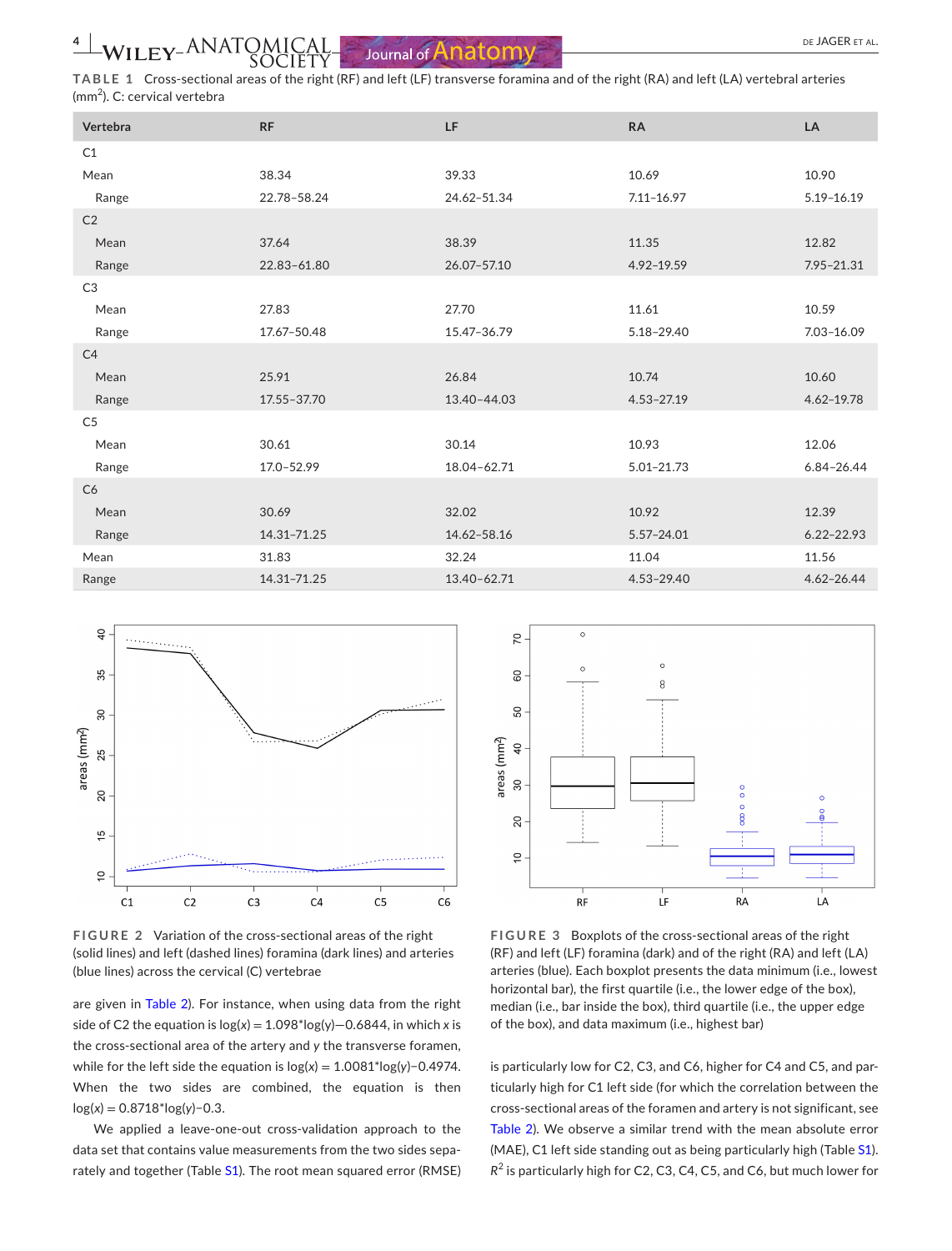**TABLE 1** Cross-sectional areas of the right (RF) and left (LF) transverse foramina and of the right (RA) and left (LA) vertebral arteries ($mm^2$). C: cervical vertebra

| Vertebra | RF | LF | RA | LA |
|---|---|---|---|---|
| C1 | | | | |
| Mean | 38.34 | 39.33 | 10.69 | 10.90 |
| Range | 22.78–58.24 | 24.62–51.34 | 7.11–16.97 | 5.19–16.19 |
| C2 | | | | |
| Mean | 37.64 | 38.39 | 11.35 | 12.82 |
| Range | 22.83–61.80 | 26.07–57.10 | 4.92–19.59 | 7.95–21.31 |
| C3 | | | | |
| Mean | 27.83 | 27.70 | 11.61 | 10.59 |
| Range | 17.67–50.48 | 15.47–36.79 | 5.18–29.40 | 7.03–16.09 |
| C4 | | | | |
| Mean | 25.91 | 26.84 | 10.74 | 10.60 |
| Range | 17.55–37.70 | 13.40–44.03 | 4.53–27.19 | 4.62–19.78 |
| C5 | | | | |
| Mean | 30.61 | 30.14 | 10.93 | 12.06 |
| Range | 17.0–52.99 | 18.04–62.71 | 5.01–21.73 | 6.84–26.44 |
| C6 | | | | |
| Mean | 30.69 | 32.02 | 10.92 | 12.39 |
| Range | 14.31–71.25 | 14.62–58.16 | 5.57–24.01 | 6.22–22.93 |
| Mean | 31.83 | 32.24 | 11.04 | 11.56 |
| Range | 14.31–71.25 | 13.40–62.71 | 4.53–29.40 | 4.62–26.44 |

**FIGURE 2** Variation of the cross-sectional areas of the right (solid lines) and left (dashed lines) foramina (dark lines) and arteries (blue lines) across the cervical (C) vertebrae

**FIGURE 3** Boxplots of the cross-sectional areas of the right (RF) and left (LF) foramina (dark) and of the right (RA) and left (LA) arteries (blue). Each boxplot presents the data minimum (i.e., lowest horizontal bar), the first quartile (i.e., the lower edge of the box), median (i.e., bar inside the box), third quartile (i.e., the upper edge of the box), and data maximum (i.e., highest bar)

are given in Table 2). For instance, when using data from the right side of C2 the equation is $\log(x) = 1.098*\log(y)-0.6844$, in which $x$ is the cross-sectional area of the artery and $y$ the transverse foramen, while for the left side the equation is $\log(x) = 1.0081*\log(y)-0.4974$. When the two sides are combined, the equation is then $\log(x) = 0.8718*\log(y)-0.3$.

We applied a leave-one-out cross-validation approach to the data set that contains value measurements from the two sides separately and together (Table S1). The root mean squared error (RMSE) is particularly low for C2, C3, and C6, higher for C4 and C5, and particularly high for C1 left side (for which the correlation between the cross-sectional areas of the foramen and artery is not significant, see Table 2). We observe a similar trend with the mean absolute error (MAE), C1 left side standing out as being particularly high (Table S1). $R^2$ is particularly high for C2, C3, C4, C5, and C6, but much lower for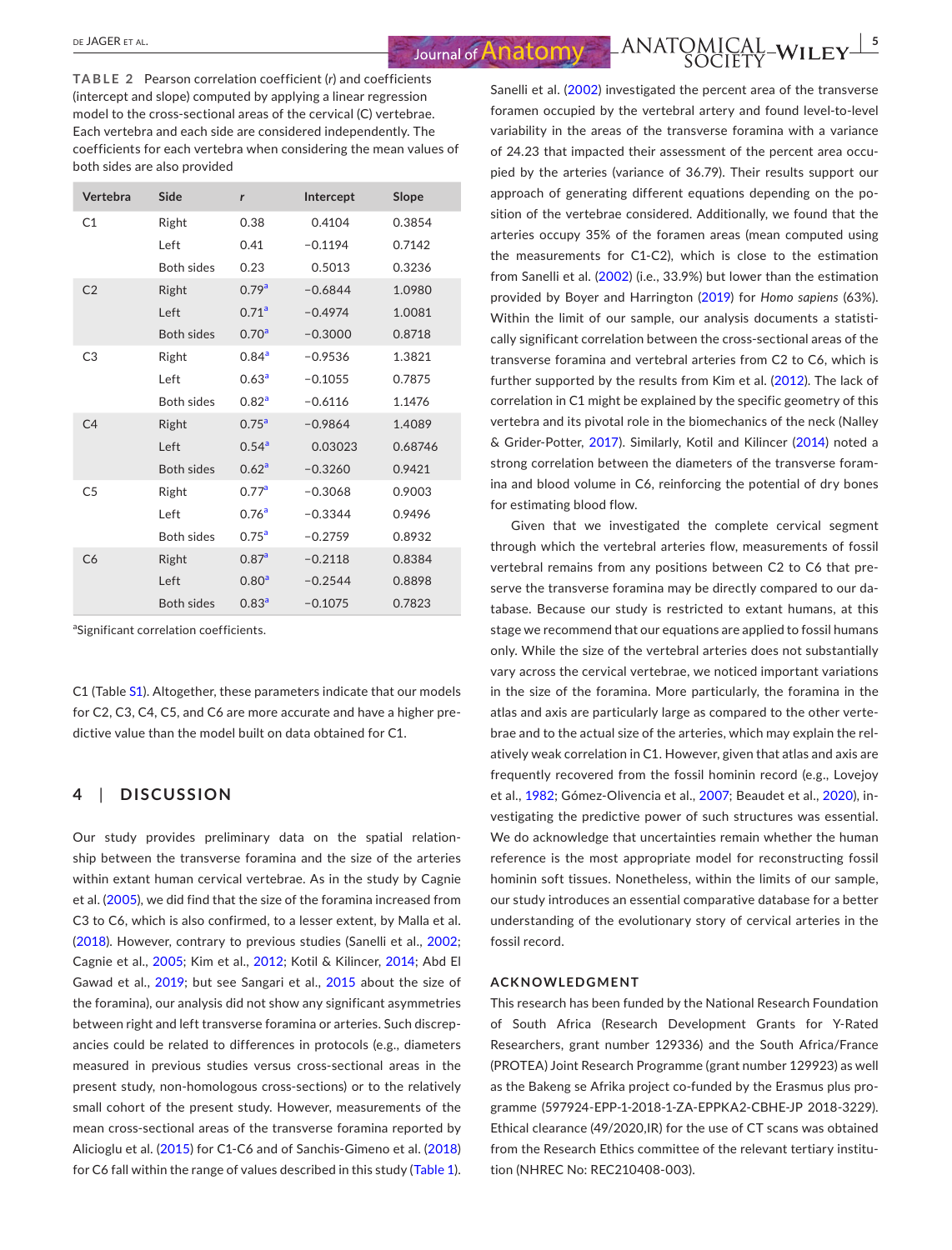**TABLE 2** Pearson correlation coefficient (r) and coefficients (intercept and slope) computed by applying a linear regression model to the cross-sectional areas of the cervical (C) vertebrae. Each vertebra and each side are considered independently. The coefficients for each vertebra when considering the mean values of both sides are also provided

| Vertebra | Side | r | Intercept | Slope |
|---|---|---|---|---|
| C1 | Right | 0.38 | 0.4104 | 0.3854 |
| | Left | 0.41 | −0.1194 | 0.7142 |
| | Both sides | 0.23 | 0.5013 | 0.3236 |
| C2 | Right | 0.79[a] | −0.6844 | 1.0980 |
| | Left | 0.71[a] | −0.4974 | 1.0081 |
| | Both sides | 0.70[a] | −0.3000 | 0.8718 |
| C3 | Right | 0.84[a] | −0.9536 | 1.3821 |
| | Left | 0.63[a] | −0.1055 | 0.7875 |
| | Both sides | 0.82[a] | −0.6116 | 1.1476 |
| C4 | Right | 0.75[a] | −0.9864 | 1.4089 |
| | Left | 0.54[a] | 0.03023 | 0.68746 |
| | Both sides | 0.62[a] | −0.3260 | 0.9421 |
| C5 | Right | 0.77[a] | −0.3068 | 0.9003 |
| | Left | 0.76[a] | −0.3344 | 0.9496 |
| | Both sides | 0.75[a] | −0.2759 | 0.8932 |
| C6 | Right | 0.87[a] | −0.2118 | 0.8384 |
| | Left | 0.80[a] | −0.2544 | 0.8898 |
| | Both sides | 0.83[a] | −0.1075 | 0.7823 |

[a]Significant correlation coefficients.

C1 (Table S1). Altogether, these parameters indicate that our models for C2, C3, C4, C5, and C6 are more accurate and have a higher predictive value than the model built on data obtained for C1.

## 4 | DISCUSSION

Our study provides preliminary data on the spatial relationship between the transverse foramina and the size of the arteries within extant human cervical vertebrae. As in the study by Cagnie et al. (2005), we did find that the size of the foramina increased from C3 to C6, which is also confirmed, to a lesser extent, by Malla et al. (2018). However, contrary to previous studies (Sanelli et al., 2002; Cagnie et al., 2005; Kim et al., 2012; Kotil & Kilincer, 2014; Abd El Gawad et al., 2019; but see Sangari et al., 2015 about the size of the foramina), our analysis did not show any significant asymmetries between right and left transverse foramina or arteries. Such discrepancies could be related to differences in protocols (e.g., diameters measured in previous studies versus cross-sectional areas in the present study, non-homologous cross-sections) or to the relatively small cohort of the present study. However, measurements of the mean cross-sectional areas of the transverse foramina reported by Alicioglu et al. (2015) for C1-C6 and of Sanchis-Gimeno et al. (2018) for C6 fall within the range of values described in this study (Table 1). Sanelli et al. (2002) investigated the percent area of the transverse foramen occupied by the vertebral artery and found level-to-level variability in the areas of the transverse foramina with a variance of 24.23 that impacted their assessment of the percent area occupied by the arteries (variance of 36.79). Their results support our approach of generating different equations depending on the position of the vertebrae considered. Additionally, we found that the arteries occupy 35% of the foramen areas (mean computed using the measurements for C1-C2), which is close to the estimation from Sanelli et al. (2002) (i.e., 33.9%) but lower than the estimation provided by Boyer and Harrington (2019) for *Homo sapiens* (63%). Within the limit of our sample, our analysis documents a statistically significant correlation between the cross-sectional areas of the transverse foramina and vertebral arteries from C2 to C6, which is further supported by the results from Kim et al. (2012). The lack of correlation in C1 might be explained by the specific geometry of this vertebra and its pivotal role in the biomechanics of the neck (Nalley & Grider-Potter, 2017). Similarly, Kotil and Kilincer (2014) noted a strong correlation between the diameters of the transverse foramina and blood volume in C6, reinforcing the potential of dry bones for estimating blood flow.

Given that we investigated the complete cervical segment through which the vertebral arteries flow, measurements of fossil vertebral remains from any positions between C2 to C6 that preserve the transverse foramina may be directly compared to our database. Because our study is restricted to extant humans, at this stage we recommend that our equations are applied to fossil humans only. While the size of the vertebral arteries does not substantially vary across the cervical vertebrae, we noticed important variations in the size of the foramina. More particularly, the foramina in the atlas and axis are particularly large as compared to the other vertebrae and to the actual size of the arteries, which may explain the relatively weak correlation in C1. However, given that atlas and axis are frequently recovered from the fossil hominin record (e.g., Lovejoy et al., 1982; Gómez-Olivencia et al., 2007; Beaudet et al., 2020), investigating the predictive power of such structures was essential. We do acknowledge that uncertainties remain whether the human reference is the most appropriate model for reconstructing fossil hominin soft tissues. Nonetheless, within the limits of our sample, our study introduces an essential comparative database for a better understanding of the evolutionary story of cervical arteries in the fossil record.

### ACKNOWLEDGMENT

This research has been funded by the National Research Foundation of South Africa (Research Development Grants for Y-Rated Researchers, grant number 129336) and the South Africa/France (PROTEA) Joint Research Programme (grant number 129923) as well as the Bakeng se Afrika project co-funded by the Erasmus plus programme (597924-EPP-1-2018-1-ZA-EPPKA2-CBHE-JP 2018-3229). Ethical clearance (49/2020,IR) for the use of CT scans was obtained from the Research Ethics committee of the relevant tertiary institution (NHREC No: REC210408-003).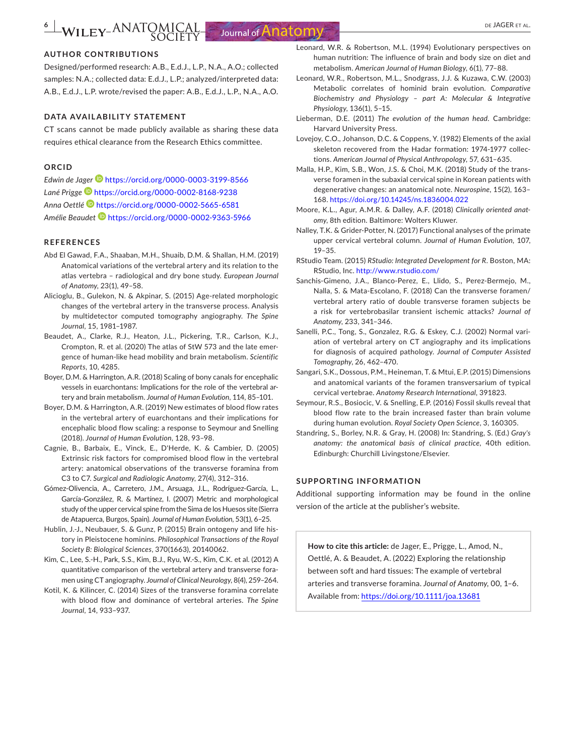## AUTHOR CONTRIBUTIONS

Designed/performed research: A.B., E.d.J., L.P., N.A., A.O.; collected samples: N.A.; collected data: E.d.J., L.P.; analyzed/interpreted data: A.B., E.d.J., L.P wrote/revised the paper: A.B., E.d.J., L.P., N.A., A.O.

## DATA AVAILABILITY STATEMENT

CT scans cannot be made publicly available as sharing these data requires ethical clearance from the Research Ethics committee.

## ORCID

*Edwin de Jager* https://orcid.org/0000-0003-3199-8566
*Lané Prigge* https://orcid.org/0000-0002-8168-9238
*Anna Oettlé* https://orcid.org/0000-0002-5665-6581
*Amélie Beaudet* https://orcid.org/0000-0002-9363-5966

## REFERENCES

Abd El Gawad, F.A., Shaaban, M.H., Shuaib, D.M. & Shallan, H.M. (2019) Anatomical variations of the vertebral artery and its relation to the atlas vertebra – radiological and dry bone study. *European Journal of Anatomy*, 23(1), 49–58.

Alicioglu, B., Gulekon, N. & Akpinar, S. (2015) Age-related morphologic changes of the vertebral artery in the transverse process. Analysis by multidetector computed tomography angiography. *The Spine Journal*, 15, 1981–1987.

Beaudet, A., Clarke, R.J., Heaton, J.L., Pickering, T.R., Carlson, K.J., Crompton, R. et al. (2020) The atlas of StW 573 and the late emergence of human-like head mobility and brain metabolism. *Scientific Reports*, 10, 4285.

Boyer, D.M. & Harrington, A.R. (2018) Scaling of bony canals for encephalic vessels in euarchontans: Implications for the role of the vertebral artery and brain metabolism. *Journal of Human Evolution*, 114, 85–101.

Boyer, D.M. & Harrington, A.R. (2019) New estimates of blood flow rates in the vertebral artery of euarchontans and their implications for encephalic blood flow scaling: a response to Seymour and Snelling (2018). *Journal of Human Evolution*, 128, 93–98.

Cagnie, B., Barbaix, E., Vinck, E., D'Herde, K. & Cambier, D. (2005) Extrinsic risk factors for compromised blood flow in the vertebral artery: anatomical observations of the transverse foramina from C3 to C7. *Surgical and Radiologic Anatomy*, 27(4), 312–316.

Gómez-Olivencia, A., Carretero, J.M., Arsuaga, J.L., Rodríguez-García, L., García-González, R. & Martínez, I. (2007) Metric and morphological study of the upper cervical spine from the Sima de los Huesos site (Sierra de Atapuerca, Burgos, Spain). *Journal of Human Evolution*, 53(1), 6–25.

Hublin, J.-J., Neubauer, S. & Gunz, P. (2015) Brain ontogeny and life history in Pleistocene hominins. *Philosophical Transactions of the Royal Society B: Biological Sciences*, 370(1663), 20140062.

Kim, C., Lee, S.-H., Park, S.S., Kim, B.J., Ryu, W.-S., Kim, C.K. et al. (2012) A quantitative comparison of the vertebral artery and transverse foramen using CT angiography. *Journal of Clinical Neurology*, 8(4), 259–264.

Kotil, K. & Kilincer, C. (2014) Sizes of the transverse foramina correlate with blood flow and dominance of vertebral arteries. *The Spine Journal*, 14, 933–937.

Leonard, W.R. & Robertson, M.L. (1994) Evolutionary perspectives on human nutrition: The influence of brain and body size on diet and metabolism. *American Journal of Human Biology*, 6(1), 77–88.

Leonard, W.R., Robertson, M.L., Snodgrass, J.J. & Kuzawa, C.W. (2003) Metabolic correlates of hominid brain evolution. *Comparative Biochemistry and Physiology – part A: Molecular & Integrative Physiology*, 136(1), 5–15.

Lieberman, D.E. (2011) *The evolution of the human head*. Cambridge: Harvard University Press.

Lovejoy, C.O., Johanson, D.C. & Coppens, Y. (1982) Elements of the axial skeleton recovered from the Hadar formation: 1974-1977 collections. *American Journal of Physical Anthropology*, 57, 631–635.

Malla, H.P., Kim, S.B., Won, J.S. & Choi, M.K. (2018) Study of the transverse foramen in the subaxial cervical spine in Korean patients with degenerative changes: an anatomical note. *Neurospine*, 15(2), 163–168. https://doi.org/10.14245/ns.1836004.022

Moore, K.L., Agur, A.M.R. & Dalley, A.F. (2018) *Clinically oriented anatomy*, 8th edition. Baltimore: Wolters Kluwer.

Nalley, T.K. & Grider-Potter, N. (2017) Functional analyses of the primate upper cervical vertebral column. *Journal of Human Evolution*, 107, 19–35.

RStudio Team. (2015) *RStudio: Integrated Development for R*. Boston, MA: RStudio, Inc. http://www.rstudio.com/

Sanchis-Gimeno, J.A., Blanco-Perez, E., Llido, S., Perez-Bermejo, M., Nalla, S. & Mata-Escolano, F. (2018) Can the transverse foramen/vertebral artery ratio of double transverse foramen subjects be a risk for vertebrobasilar transient ischemic attacks? *Journal of Anatomy*, 233, 341–346.

Sanelli, P.C., Tong, S., Gonzalez, R.G. & Eskey, C.J. (2002) Normal variation of vertebral artery on CT angiography and its implications for diagnosis of acquired pathology. *Journal of Computer Assisted Tomography*, 26, 462–470.

Sangari, S.K., Dossous, P.M., Heineman, T. & Mtui, E.P. (2015) Dimensions and anatomical variants of the foramen transversarium of typical cervical vertebrae. *Anatomy Research International*, 391823.

Seymour, R.S., Bosiocic, V. & Snelling, E.P. (2016) Fossil skulls reveal that blood flow rate to the brain increased faster than brain volume during human evolution. *Royal Society Open Science*, 3, 160305.

Standring, S., Borley, N.R. & Gray, H. (2008) In: Standring, S. (Ed.) *Gray's anatomy: the anatomical basis of clinical practice*, 40th edition. Edinburgh: Churchill Livingstone/Elsevier.

## SUPPORTING INFORMATION

Additional supporting information may be found in the online version of the article at the publisher's website.

**How to cite this article:** de Jager, E., Prigge, L., Amod, N., Oettlé, A. & Beaudet, A. (2022) Exploring the relationship between soft and hard tissues: The example of vertebral arteries and transverse foramina. *Journal of Anatomy*, 00, 1–6. Available from: https://doi.org/10.1111/joa.13681